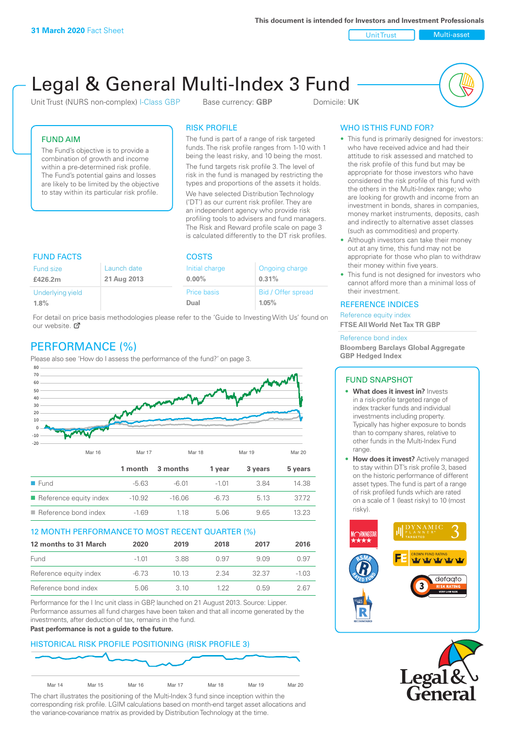This document is intended for Investors and Investment Professionals

**31 March 2020** Fact Sheet

Unit Trust | Multi-asset

# Legal & General Multi-Index 3 Fund

Unit Trust (NURS non-complex) I-Class GBP | Base currency: **GBP** | Domicile: **UK**

## FUND AIM

The Fund's objective is to provide a combination of growth and income within a pre-determined risk profile. The Fund's potential gains and losses are likely to be limited by the objective to stay within its particular risk profile.

## RISK PROFILE

The fund is part of a range of risk targeted funds. The risk profile ranges from 1-10 with 1 being the least risky, and 10 being the most.

The fund targets risk profile 3. The level of risk in the fund is managed by restricting the types and proportions of the assets it holds. We have selected Distribution Technology ('DT') as our current risk profiler. They are an independent agency who provide risk profiling tools to advisers and fund managers. The Risk and Reward profile scale on page 3 is calculated differently to the DT risk profiles.

## WHO IS THIS FUND FOR?

- This fund is primarily designed for investors: who have received advice and had their attitude to risk assessed and matched to the risk profile of this fund but may be appropriate for those investors who have considered the risk profile of this fund with the others in the Multi-Index range; who are looking for growth and income from an investment in bonds, shares in companies, money market instruments, deposits, cash and indirectly to alternative asset classes (such as commodities) and property.
- Although investors can take their money out at any time, this fund may not be appropriate for those who plan to withdraw their money within five years.
- This fund is not designed for investors who cannot afford more than a minimal loss of their investment.

## FUND FACTS

| Fund size | Launch date |
|---|---|
| **£426.2m** | **21 Aug 2013** |
| Underlying yield | |
| **1.8%** | |

## COSTS

| Initial charge | Ongoing charge |
|---|---|
| **0.00%** | **0.31%** |
| Price basis | Bid / Offer spread |
| **Dual** | **1.05%** |

For detail on price basis methodologies please refer to the 'Guide to Investing With Us' found on our website.

## REFERENCE INDICES

Reference equity index
**FTSE All World Net Tax TR GBP**

Reference bond index
**Bloomberg Barclays Global Aggregate GBP Hedged Index**

## PERFORMANCE (%)

Please also see 'How do I assess the performance of the fund?' on page 3.

| | 1 month | 3 months | 1 year | 3 years | 5 years |
|---|---|---|---|---|---|
| Fund | -5.63 | -6.01 | -1.01 | 3.84 | 14.38 |
| Reference equity index | -10.92 | -16.06 | -6.73 | 5.13 | 37.72 |
| Reference bond index | -1.69 | 1.18 | 5.06 | 9.65 | 13.23 |

## 12 MONTH PERFORMANCE TO MOST RECENT QUARTER (%)

| 12 months to 31 March | 2020 | 2019 | 2018 | 2017 | 2016 |
|---|---|---|---|---|---|
| Fund | -1.01 | 3.88 | 0.97 | 9.09 | 0.97 |
| Reference equity index | -6.73 | 10.13 | 2.34 | 32.37 | -1.03 |
| Reference bond index | 5.06 | 3.10 | 1.22 | 0.59 | 2.67 |

Performance for the I Inc unit class in GBP, launched on 21 August 2013. Source: Lipper. Performance assumes all fund charges have been taken and that all income generated by the investments, after deduction of tax, remains in the fund.

**Past performance is not a guide to the future.**

## FUND SNAPSHOT

- **What does it invest in?** Invests in a risk-profile targeted range of index tracker funds and individual investments including property. Typically has higher exposure to bonds than to company shares, relative to other funds in the Multi-Index Fund range.
- **How does it invest?** Actively managed to stay within DT's risk profile 3, based on the historic performance of different asset types. The fund is part of a range of risk profiled funds which are rated on a scale of 1 (least risky) to 10 (most risky).

## HISTORICAL RISK PROFILE POSITIONING (RISK PROFILE 3)

The chart illustrates the positioning of the Multi-Index 3 fund since inception within the corresponding risk profile. LGIM calculations based on month-end target asset allocations and the variance-covariance matrix as provided by Distribution Technology at the time.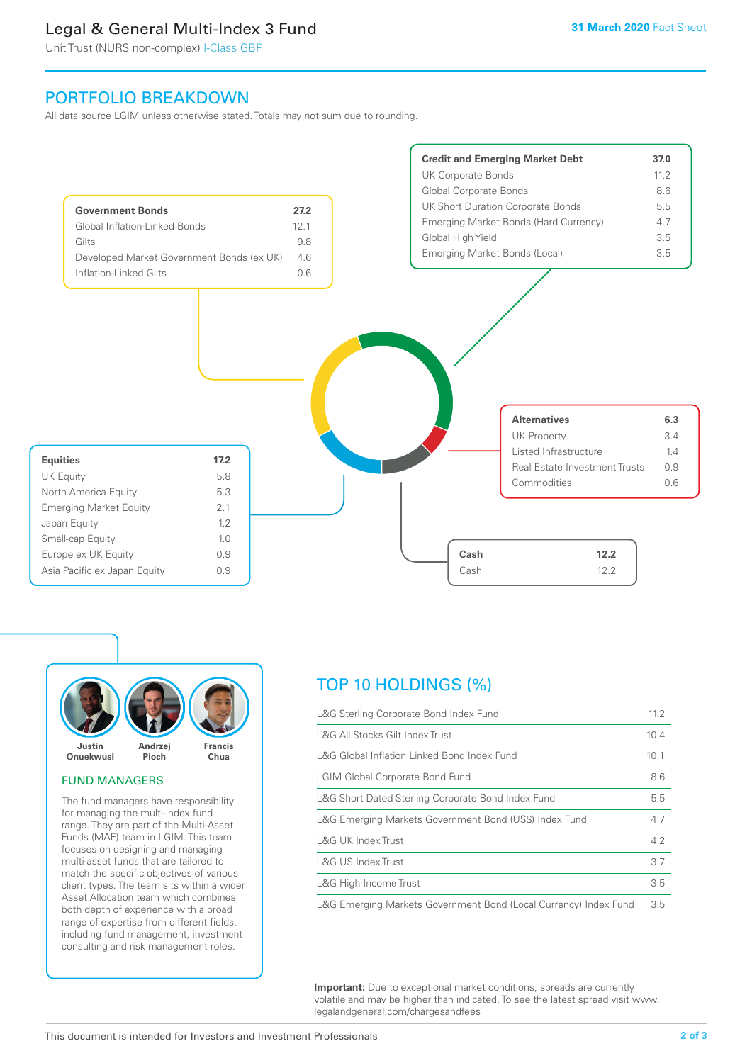# Legal & General Multi-Index 3 Fund

Unit Trust (NURS non-complex) I-Class GBP

31 March 2020 Fact Sheet

## PORTFOLIO BREAKDOWN

All data source LGIM unless otherwise stated. Totals may not sum due to rounding.

| Government Bonds | 27.2 |
|---|---|
| Global Inflation-Linked Bonds | 12.1 |
| Gilts | 9.8 |
| Developed Market Government Bonds (ex UK) | 4.6 |
| Inflation-Linked Gilts | 0.6 |

| Credit and Emerging Market Debt | 37.0 |
|---|---|
| UK Corporate Bonds | 11.2 |
| Global Corporate Bonds | 8.6 |
| UK Short Duration Corporate Bonds | 5.5 |
| Emerging Market Bonds (Hard Currency) | 4.7 |
| Global High Yield | 3.5 |
| Emerging Market Bonds (Local) | 3.5 |

| Alternatives | 6.3 |
|---|---|
| UK Property | 3.4 |
| Listed Infrastructure | 1.4 |
| Real Estate Investment Trusts | 0.9 |
| Commodities | 0.6 |

| Equities | 17.2 |
|---|---|
| UK Equity | 5.8 |
| North America Equity | 5.3 |
| Emerging Market Equity | 2.1 |
| Japan Equity | 1.2 |
| Small-cap Equity | 1.0 |
| Europe ex UK Equity | 0.9 |
| Asia Pacific ex Japan Equity | 0.9 |

| Cash | 12.2 |
|---|---|
| Cash | 12.2 |

Justin Onuekwusi, Andrzej Pioch, Francis Chua

### FUND MANAGERS

The fund managers have responsibility for managing the multi-index fund range. They are part of the Multi-Asset Funds (MAF) team in LGIM. This team focuses on designing and managing multi-asset funds that are tailored to match the specific objectives of various client types. The team sits within a wider Asset Allocation team which combines both depth of experience with a broad range of expertise from different fields, including fund management, investment consulting and risk management roles.

## TOP 10 HOLDINGS (%)

| Holding | % |
|---|---|
| L&G Sterling Corporate Bond Index Fund | 11.2 |
| L&G All Stocks Gilt Index Trust | 10.4 |
| L&G Global Inflation Linked Bond Index Fund | 10.1 |
| LGIM Global Corporate Bond Fund | 8.6 |
| L&G Short Dated Sterling Corporate Bond Index Fund | 5.5 |
| L&G Emerging Markets Government Bond (US$) Index Fund | 4.7 |
| L&G UK Index Trust | 4.2 |
| L&G US Index Trust | 3.7 |
| L&G High Income Trust | 3.5 |
| L&G Emerging Markets Government Bond (Local Currency) Index Fund | 3.5 |

**Important:** Due to exceptional market conditions, spreads are currently volatile and may be higher than indicated. To see the latest spread visit www.legalandgeneral.com/chargesandfees

This document is intended for Investors and Investment Professionals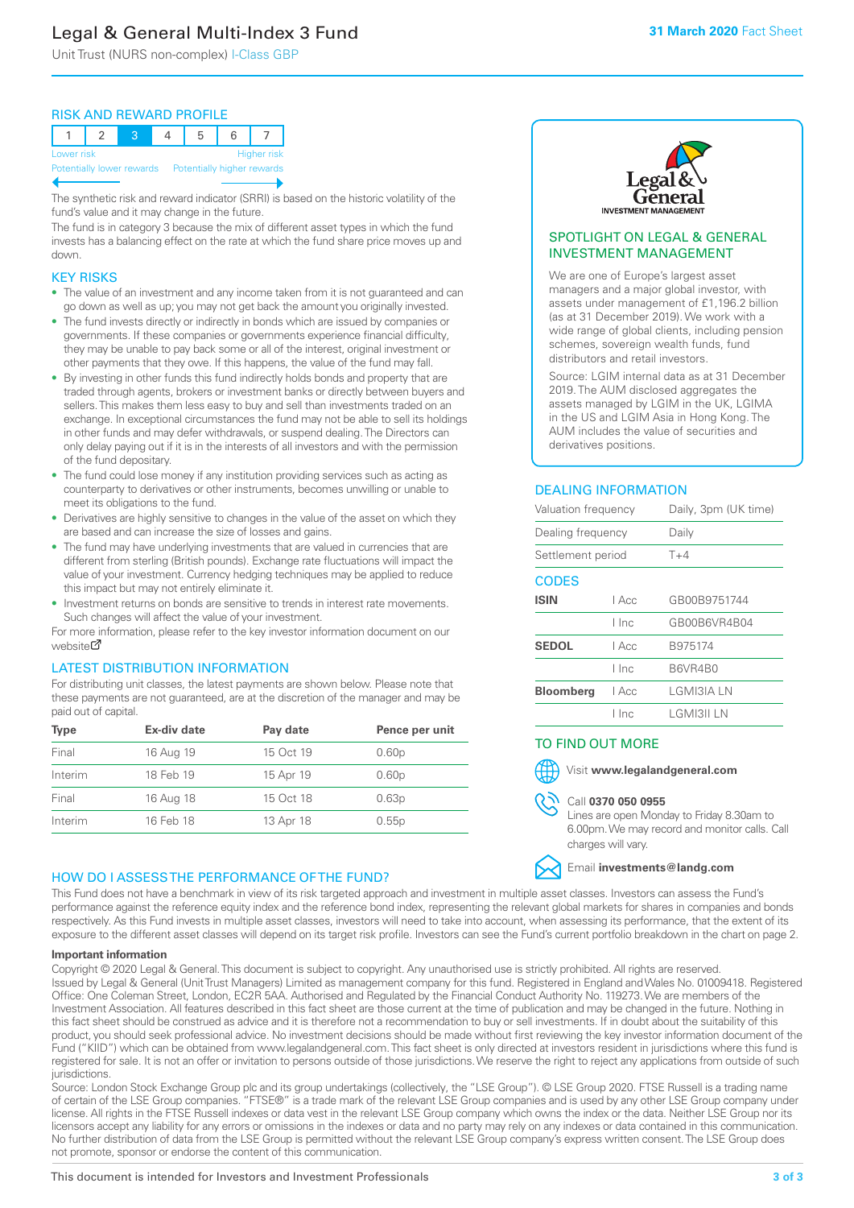# Legal & General Multi-Index 3 Fund

Unit Trust (NURS non-complex) I-Class GBP

31 March 2020 Fact Sheet

## RISK AND REWARD PROFILE

| 1 | 2 | 3 | 4 | 5 | 6 | 7 |
|---|---|---|---|---|---|---|

Lower risk — Higher risk

Potentially lower rewards — Potentially higher rewards

The synthetic risk and reward indicator (SRRI) is based on the historic volatility of the fund's value and it may change in the future.

The fund is in category 3 because the mix of different asset types in which the fund invests has a balancing effect on the rate at which the fund share price moves up and down.

## KEY RISKS

- The value of an investment and any income taken from it is not guaranteed and can go down as well as up; you may not get back the amount you originally invested.
- The fund invests directly or indirectly in bonds which are issued by companies or governments. If these companies or governments experience financial difficulty, they may be unable to pay back some or all of the interest, original investment or other payments that they owe. If this happens, the value of the fund may fall.
- By investing in other funds this fund indirectly holds bonds and property that are traded through agents, brokers or investment banks or directly between buyers and sellers. This makes them less easy to buy and sell than investments traded on an exchange. In exceptional circumstances the fund may not be able to sell its holdings in other funds and may defer withdrawals, or suspend dealing. The Directors can only delay paying out if it is in the interests of all investors and with the permission of the fund depositary.
- The fund could lose money if any institution providing services such as acting as counterparty to derivatives or other instruments, becomes unwilling or unable to meet its obligations to the fund.
- Derivatives are highly sensitive to changes in the value of the asset on which they are based and can increase the size of losses and gains.
- The fund may have underlying investments that are valued in currencies that are different from sterling (British pounds). Exchange rate fluctuations will impact the value of your investment. Currency hedging techniques may be applied to reduce this impact but may not entirely eliminate it.
- Investment returns on bonds are sensitive to trends in interest rate movements. Such changes will affect the value of your investment.

For more information, please refer to the key investor information document on our website

## LATEST DISTRIBUTION INFORMATION

For distributing unit classes, the latest payments are shown below. Please note that these payments are not guaranteed, are at the discretion of the manager and may be paid out of capital.

| Type | Ex-div date | Pay date | Pence per unit |
|---|---|---|---|
| Final | 16 Aug 19 | 15 Oct 19 | 0.60p |
| Interim | 18 Feb 19 | 15 Apr 19 | 0.60p |
| Final | 16 Aug 18 | 15 Oct 18 | 0.63p |
| Interim | 16 Feb 18 | 13 Apr 18 | 0.55p |

## SPOTLIGHT ON LEGAL & GENERAL INVESTMENT MANAGEMENT

We are one of Europe's largest asset managers and a major global investor, with assets under management of £1,196.2 billion (as at 31 December 2019). We work with a wide range of global clients, including pension schemes, sovereign wealth funds, fund distributors and retail investors.

Source: LGIM internal data as at 31 December 2019. The AUM disclosed aggregates the assets managed by LGIM in the UK, LGIMA in the US and LGIM Asia in Hong Kong. The AUM includes the value of securities and derivatives positions.

## DEALING INFORMATION

| | |
|---|---|
| Valuation frequency | Daily, 3pm (UK time) |
| Dealing frequency | Daily |
| Settlement period | T+4 |

## CODES

| | | |
|---|---|---|
| **ISIN** | I Acc | GB00B9751744 |
| | I Inc | GB00B6VR4B04 |
| **SEDOL** | I Acc | B975174 |
| | I Inc | B6VR4B0 |
| **Bloomberg** | I Acc | LGMI3IA LN |
| | I Inc | LGMI3II LN |

## TO FIND OUT MORE

Visit **www.legalandgeneral.com**

Call **0370 050 0955**
Lines are open Monday to Friday 8.30am to 6.00pm. We may record and monitor calls. Call charges will vary.

Email **investments@landg.com**

## HOW DO I ASSESS THE PERFORMANCE OF THE FUND?

This Fund does not have a benchmark in view of its risk targeted approach and investment in multiple asset classes. Investors can assess the Fund's performance against the reference equity index and the reference bond index, representing the relevant global markets for shares in companies and bonds respectively. As this Fund invests in multiple asset classes, investors will need to take into account, when assessing its performance, that the extent of its exposure to the different asset classes will depend on its target risk profile. Investors can see the Fund's current portfolio breakdown in the chart on page 2.

### Important information

Copyright © 2020 Legal & General. This document is subject to copyright. Any unauthorised use is strictly prohibited. All rights are reserved.

Issued by Legal & General (Unit Trust Managers) Limited as management company for this fund. Registered in England and Wales No. 01009418. Registered Office: One Coleman Street, London, EC2R 5AA. Authorised and Regulated by the Financial Conduct Authority No. 119273. We are members of the Investment Association. All features described in this fact sheet are those current at the time of publication and may be changed in the future. Nothing in this fact sheet should be construed as advice and it is therefore not a recommendation to buy or sell investments. If in doubt about the suitability of this product, you should seek professional advice. No investment decisions should be made without first reviewing the key investor information document of the Fund ("KIID") which can be obtained from www.legalandgeneral.com. This fact sheet is only directed at investors resident in jurisdictions where this fund is registered for sale. It is not an offer or invitation to persons outside of those jurisdictions. We reserve the right to reject any applications from outside of such jurisdictions.

Source: London Stock Exchange Group plc and its group undertakings (collectively, the "LSE Group"). © LSE Group 2020. FTSE Russell is a trading name of certain of the LSE Group companies. "FTSE®" is a trade mark of the relevant LSE Group companies and is used by any other LSE Group company under license. All rights in the FTSE Russell indexes or data vest in the relevant LSE Group company which owns the index or the data. Neither LSE Group nor its licensors accept any liability for any errors or omissions in the indexes or data and no party may rely on any indexes or data contained in this communication. No further distribution of data from the LSE Group is permitted without the relevant LSE Group company's express written consent. The LSE Group does not promote, sponsor or endorse the content of this communication.

This document is intended for Investors and Investment Professionals